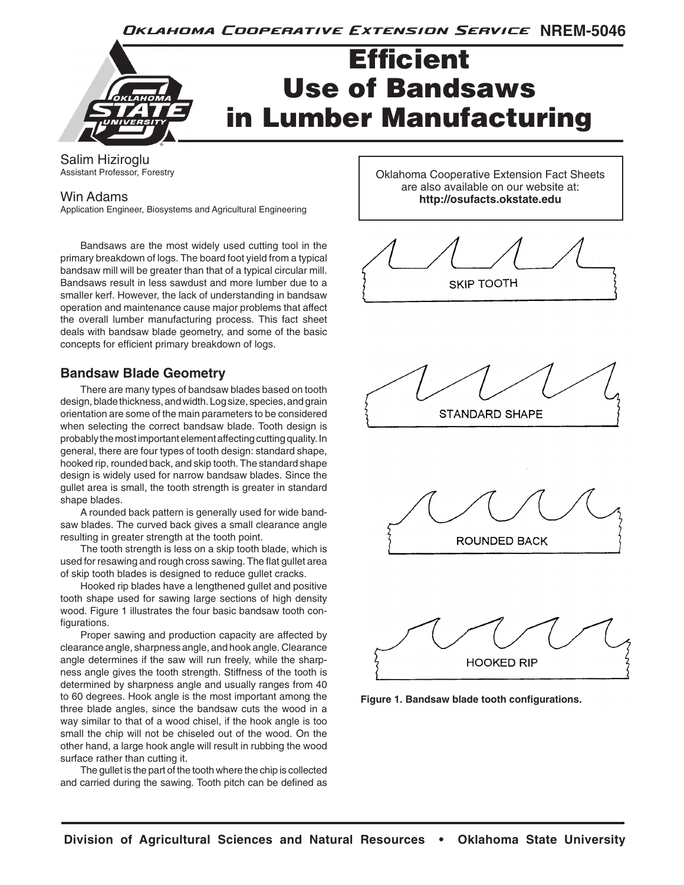Oklahoma Cooperative Extension Service NREM-5046

# Efficient Use of Bandsaws in Lumber Manufacturing

Salim Hiziroglu
Assistant Professor, Forestry

Win Adams
Application Engineer, Biosystems and Agricultural Engineering

Oklahoma Cooperative Extension Fact Sheets are also available on our website at: **http://osufacts.okstate.edu**

Bandsaws are the most widely used cutting tool in the primary breakdown of logs. The board foot yield from a typical bandsaw mill will be greater than that of a typical circular mill. Bandsaws result in less sawdust and more lumber due to a smaller kerf. However, the lack of understanding in bandsaw operation and maintenance cause major problems that affect the overall lumber manufacturing process. This fact sheet deals with bandsaw blade geometry, and some of the basic concepts for efficient primary breakdown of logs.

## Bandsaw Blade Geometry

There are many types of bandsaw blades based on tooth design, blade thickness, and width. Log size, species, and grain orientation are some of the main parameters to be considered when selecting the correct bandsaw blade. Tooth design is probably the most important element affecting cutting quality. In general, there are four types of tooth design: standard shape, hooked rip, rounded back, and skip tooth. The standard shape design is widely used for narrow bandsaw blades. Since the gullet area is small, the tooth strength is greater in standard shape blades.

A rounded back pattern is generally used for wide bandsaw blades. The curved back gives a small clearance angle resulting in greater strength at the tooth point.

The tooth strength is less on a skip tooth blade, which is used for resawing and rough cross sawing. The flat gullet area of skip tooth blades is designed to reduce gullet cracks.

Hooked rip blades have a lengthened gullet and positive tooth shape used for sawing large sections of high density wood. Figure 1 illustrates the four basic bandsaw tooth configurations.

Proper sawing and production capacity are affected by clearance angle, sharpness angle, and hook angle. Clearance angle determines if the saw will run freely, while the sharpness angle gives the tooth strength. Stiffness of the tooth is determined by sharpness angle and usually ranges from 40 to 60 degrees. Hook angle is the most important among the three blade angles, since the bandsaw cuts the wood in a way similar to that of a wood chisel, if the hook angle is too small the chip will not be chiseled out of the wood. On the other hand, a large hook angle will result in rubbing the wood surface rather than cutting it.

The gullet is the part of the tooth where the chip is collected and carried during the sawing. Tooth pitch can be defined as

SKIP TOOTH

STANDARD SHAPE

ROUNDED BACK

HOOKED RIP

**Figure 1. Bandsaw blade tooth configurations.**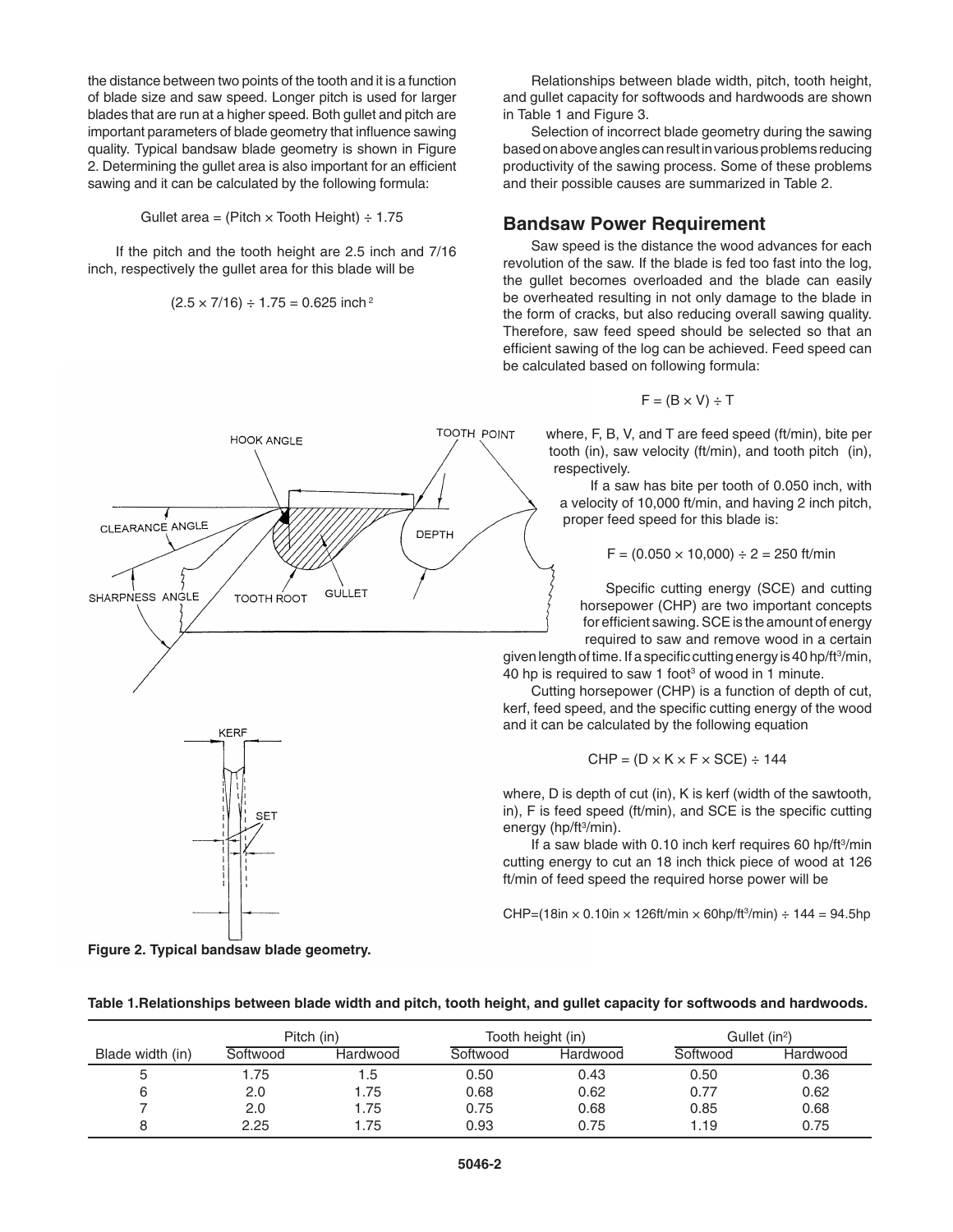the distance between two points of the tooth and it is a function of blade size and saw speed. Longer pitch is used for larger blades that are run at a higher speed. Both gullet and pitch are important parameters of blade geometry that influence sawing quality. Typical bandsaw blade geometry is shown in Figure 2. Determining the gullet area is also important for an efficient sawing and it can be calculated by the following formula:

$$\text{Gullet area} = (\text{Pitch} \times \text{Tooth Height}) \div 1.75$$

If the pitch and the tooth height are 2.5 inch and 7/16 inch, respectively the gullet area for this blade will be

$$(2.5 \times 7/16) \div 1.75 = 0.625 \text{ inch}^2$$

Figure 2. Typical bandsaw blade geometry.

Relationships between blade width, pitch, tooth height, and gullet capacity for softwoods and hardwoods are shown in Table 1 and Figure 3.

Selection of incorrect blade geometry during the sawing based on above angles can result in various problems reducing productivity of the sawing process. Some of these problems and their possible causes are summarized in Table 2.

## Bandsaw Power Requirement

Saw speed is the distance the wood advances for each revolution of the saw. If the blade is fed too fast into the log, the gullet becomes overloaded and the blade can easily be overheated resulting in not only damage to the blade in the form of cracks, but also reducing overall sawing quality. Therefore, saw feed speed should be selected so that an efficient sawing of the log can be achieved. Feed speed can be calculated based on following formula:

$$F = (B \times V) \div T$$

where, F, B, V, and T are feed speed (ft/min), bite per tooth (in), saw velocity (ft/min), and tooth pitch (in), respectively.

If a saw has bite per tooth of 0.050 inch, with a velocity of 10,000 ft/min, and having 2 inch pitch, proper feed speed for this blade is:

$$F = (0.050 \times 10{,}000) \div 2 = 250 \text{ ft/min}$$

Specific cutting energy (SCE) and cutting horsepower (CHP) are two important concepts for efficient sawing. SCE is the amount of energy required to saw and remove wood in a certain given length of time. If a specific cutting energy is 40 hp/ft$^3$/min, 40 hp is required to saw 1 foot$^3$ of wood in 1 minute.

Cutting horsepower (CHP) is a function of depth of cut, kerf, feed speed, and the specific cutting energy of the wood and it can be calculated by the following equation

$$CHP = (D \times K \times F \times SCE) \div 144$$

where, D is depth of cut (in), K is kerf (width of the sawtooth, in), F is feed speed (ft/min), and SCE is the specific cutting energy (hp/ft$^3$/min).

If a saw blade with 0.10 inch kerf requires 60 hp/ft$^3$/min cutting energy to cut an 18 inch thick piece of wood at 126 ft/min of feed speed the required horse power will be

$$CHP = (18\text{in} \times 0.10\text{in} \times 126\text{ft/min} \times 60\text{hp/ft}^3\text{/min}) \div 144 = 94.5\text{hp}$$

**Table 1. Relationships between blade width and pitch, tooth height, and gullet capacity for softwoods and hardwoods.**

| | Pitch (in) | | Tooth height (in) | | Gullet (in$^2$) | |
|---|---|---|---|---|---|---|
| Blade width (in) | Softwood | Hardwood | Softwood | Hardwood | Softwood | Hardwood |
| 5 | 1.75 | 1.5 | 0.50 | 0.43 | 0.50 | 0.36 |
| 6 | 2.0 | 1.75 | 0.68 | 0.62 | 0.77 | 0.62 |
| 7 | 2.0 | 1.75 | 0.75 | 0.68 | 0.85 | 0.68 |
| 8 | 2.25 | 1.75 | 0.93 | 0.75 | 1.19 | 0.75 |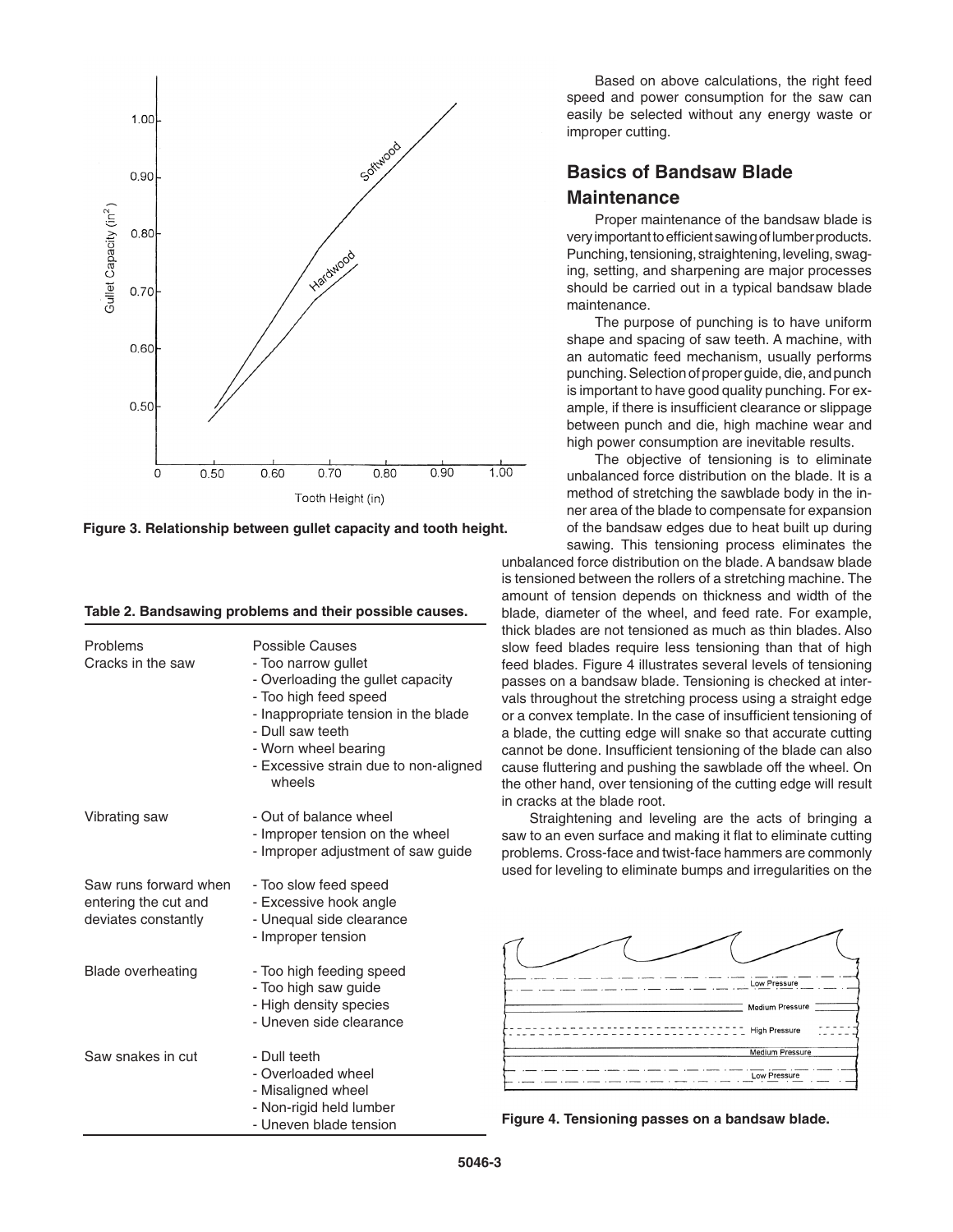Figure 3. Relationship between gullet capacity and tooth height.

**Table 2. Bandsawing problems and their possible causes.**

| Problems | Possible Causes |
|---|---|
| Cracks in the saw | - Too narrow gullet<br>- Overloading the gullet capacity<br>- Too high feed speed<br>- Inappropriate tension in the blade<br>- Dull saw teeth<br>- Worn wheel bearing<br>- Excessive strain due to non-aligned wheels |
| Vibrating saw | - Out of balance wheel<br>- Improper tension on the wheel<br>- Improper adjustment of saw guide |
| Saw runs forward when entering the cut and deviates constantly | - Too slow feed speed<br>- Excessive hook angle<br>- Unequal side clearance<br>- Improper tension |
| Blade overheating | - Too high feeding speed<br>- Too high saw guide<br>- High density species<br>- Uneven side clearance |
| Saw snakes in cut | - Dull teeth<br>- Overloaded wheel<br>- Misaligned wheel<br>- Non-rigid held lumber<br>- Uneven blade tension |

Based on above calculations, the right feed speed and power consumption for the saw can easily be selected without any energy waste or improper cutting.

## Basics of Bandsaw Blade Maintenance

Proper maintenance of the bandsaw blade is very important to efficient sawing of lumber products. Punching, tensioning, straightening, leveling, swaging, setting, and sharpening are major processes should be carried out in a typical bandsaw blade maintenance.

The purpose of punching is to have uniform shape and spacing of saw teeth. A machine, with an automatic feed mechanism, usually performs punching. Selection of proper guide, die, and punch is important to have good quality punching. For example, if there is insufficient clearance or slippage between punch and die, high machine wear and high power consumption are inevitable results.

The objective of tensioning is to eliminate unbalanced force distribution on the blade. It is a method of stretching the sawblade body in the inner area of the blade to compensate for expansion of the bandsaw edges due to heat built up during sawing. This tensioning process eliminates the unbalanced force distribution on the blade. A bandsaw blade is tensioned between the rollers of a stretching machine. The amount of tension depends on thickness and width of the blade, diameter of the wheel, and feed rate. For example, thick blades are not tensioned as much as thin blades. Also slow feed blades require less tensioning than that of high feed blades. Figure 4 illustrates several levels of tensioning passes on a bandsaw blade. Tensioning is checked at intervals throughout the stretching process using a straight edge or a convex template. In the case of insufficient tensioning of a blade, the cutting edge will snake so that accurate cutting cannot be done. Insufficient tensioning of the blade can also cause fluttering and pushing the sawblade off the wheel. On the other hand, over tensioning of the cutting edge will result in cracks at the blade root.

Straightening and leveling are the acts of bringing a saw to an even surface and making it flat to eliminate cutting problems. Cross-face and twist-face hammers are commonly used for leveling to eliminate bumps and irregularities on the

Figure 4. Tensioning passes on a bandsaw blade.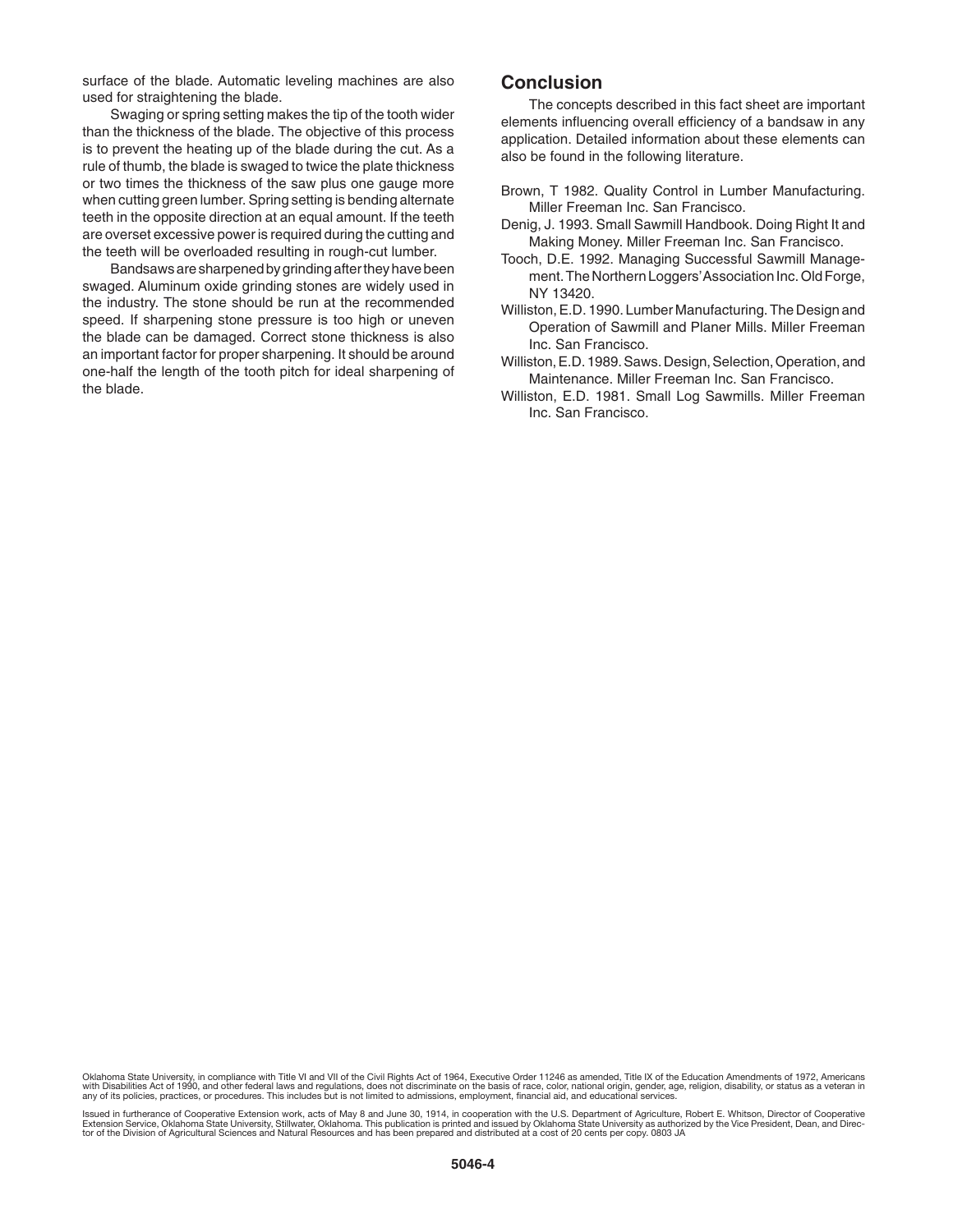surface of the blade. Automatic leveling machines are also used for straightening the blade.

Swaging or spring setting makes the tip of the tooth wider than the thickness of the blade. The objective of this process is to prevent the heating up of the blade during the cut. As a rule of thumb, the blade is swaged to twice the plate thickness or two times the thickness of the saw plus one gauge more when cutting green lumber. Spring setting is bending alternate teeth in the opposite direction at an equal amount. If the teeth are overset excessive power is required during the cutting and the teeth will be overloaded resulting in rough-cut lumber.

Bandsaws are sharpened by grinding after they have been swaged. Aluminum oxide grinding stones are widely used in the industry. The stone should be run at the recommended speed. If sharpening stone pressure is too high or uneven the blade can be damaged. Correct stone thickness is also an important factor for proper sharpening. It should be around one-half the length of the tooth pitch for ideal sharpening of the blade.

## Conclusion

The concepts described in this fact sheet are important elements influencing overall efficiency of a bandsaw in any application. Detailed information about these elements can also be found in the following literature.

Brown, T 1982. Quality Control in Lumber Manufacturing. Miller Freeman Inc. San Francisco.

Denig, J. 1993. Small Sawmill Handbook. Doing Right It and Making Money. Miller Freeman Inc. San Francisco.

Tooch, D.E. 1992. Managing Successful Sawmill Management. The Northern Loggers' Association Inc. Old Forge, NY 13420.

Williston, E.D. 1990. Lumber Manufacturing. The Design and Operation of Sawmill and Planer Mills. Miller Freeman Inc. San Francisco.

Williston, E.D. 1989. Saws. Design, Selection, Operation, and Maintenance. Miller Freeman Inc. San Francisco.

Williston, E.D. 1981. Small Log Sawmills. Miller Freeman Inc. San Francisco.

Oklahoma State University, in compliance with Title VI and VII of the Civil Rights Act of 1964, Executive Order 11246 as amended, Title IX of the Education Amendments of 1972, Americans with Disabilities Act of 1990, and other federal laws and regulations, does not discriminate on the basis of race, color, national origin, gender, age, religion, disability, or status as a veteran in any of its policies, practices, or procedures. This includes but is not limited to admissions, employment, financial aid, and educational services.

Issued in furtherance of Cooperative Extension work, acts of May 8 and June 30, 1914, in cooperation with the U.S. Department of Agriculture, Robert E. Whitson, Director of Cooperative Extension Service, Oklahoma State University, Stillwater, Oklahoma. This publication is printed and issued by Oklahoma State University as authorized by the Vice President, Dean, and Director of the Division of Agricultural Sciences and Natural Resources and has been prepared and distributed at a cost of 20 cents per copy. 0803 JA